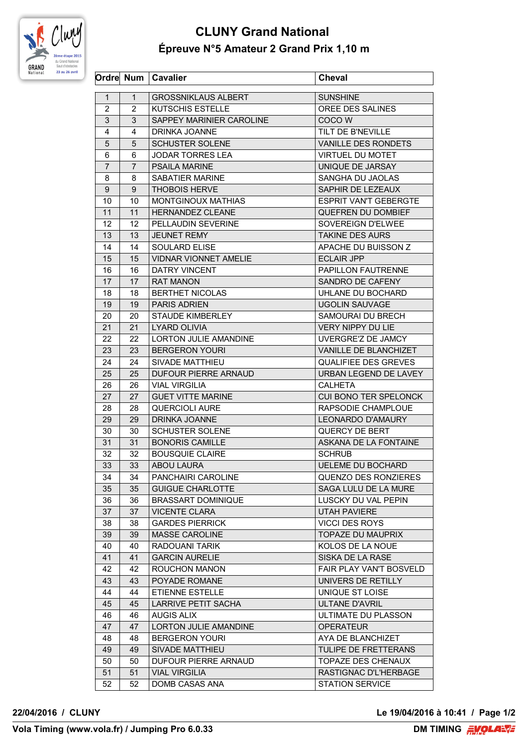# CLUNY Grand National

## Épreuve N°5 Amateur 2 Grand Prix 1,10 m

| Ordre | Num | Cavalier | Cheval |
|---|---|---|---|
| 1 | 1 | GROSSNIKLAUS ALBERT | SUNSHINE |
| 2 | 2 | KUTSCHIS ESTELLE | OREE DES SALINES |
| 3 | 3 | SAPPEY MARINIER CAROLINE | COCO W |
| 4 | 4 | DRINKA JOANNE | TILT DE B'NEVILLE |
| 5 | 5 | SCHUSTER SOLENE | VANILLE DES RONDETS |
| 6 | 6 | JODAR TORRES LEA | VIRTUEL DU MOTET |
| 7 | 7 | PSAILA MARINE | UNIQUE DE JARSAY |
| 8 | 8 | SABATIER MARINE | SANGHA DU JAOLAS |
| 9 | 9 | THOBOIS HERVE | SAPHIR DE LEZEAUX |
| 10 | 10 | MONTGINOUX MATHIAS | ESPRIT VAN'T GEBERGTE |
| 11 | 11 | HERNANDEZ CLEANE | QUEFREN DU DOMBIEF |
| 12 | 12 | PELLAUDIN SEVERINE | SOVEREIGN D'ELWEE |
| 13 | 13 | JEUNET REMY | TAKINE DES AURS |
| 14 | 14 | SOULARD ELISE | APACHE DU BUISSON Z |
| 15 | 15 | VIDNAR VIONNET AMELIE | ECLAIR JPP |
| 16 | 16 | DATRY VINCENT | PAPILLON FAUTRENNE |
| 17 | 17 | RAT MANON | SANDRO DE CAFENY |
| 18 | 18 | BERTHET NICOLAS | UHLANE DU BOCHARD |
| 19 | 19 | PARIS ADRIEN | UGOLIN SAUVAGE |
| 20 | 20 | STAUDE KIMBERLEY | SAMOURAI DU BRECH |
| 21 | 21 | LYARD OLIVIA | VERY NIPPY DU LIE |
| 22 | 22 | LORTON JULIE AMANDINE | UVERGRE'Z DE JAMCY |
| 23 | 23 | BERGERON YOURI | VANILLE DE BLANCHIZET |
| 24 | 24 | SIVADE MATTHIEU | QUALIFIEE DES GREVES |
| 25 | 25 | DUFOUR PIERRE ARNAUD | URBAN LEGEND DE LAVEY |
| 26 | 26 | VIAL VIRGILIA | CALHETA |
| 27 | 27 | GUET VITTE MARINE | CUI BONO TER SPELONCK |
| 28 | 28 | QUERCIOLI AURE | RAPSODIE CHAMPLOUE |
| 29 | 29 | DRINKA JOANNE | LEONARDO D'AMAURY |
| 30 | 30 | SCHUSTER SOLENE | QUERCY DE BERT |
| 31 | 31 | BONORIS CAMILLE | ASKANA DE LA FONTAINE |
| 32 | 32 | BOUSQUIE CLAIRE | SCHRUB |
| 33 | 33 | ABOU LAURA | UELEME DU BOCHARD |
| 34 | 34 | PANCHAIRI CAROLINE | QUENZO DES RONZIERES |
| 35 | 35 | GUIGUE CHARLOTTE | SAGA LULU DE LA MURE |
| 36 | 36 | BRASSART DOMINIQUE | LUSCKY DU VAL PEPIN |
| 37 | 37 | VICENTE CLARA | UTAH PAVIERE |
| 38 | 38 | GARDES PIERRICK | VICCI DES ROYS |
| 39 | 39 | MASSE CAROLINE | TOPAZE DU MAUPRIX |
| 40 | 40 | RADOUANI TARIK | KOLOS DE LA NOUE |
| 41 | 41 | GARCIN AURELIE | SISKA DE LA RASE |
| 42 | 42 | ROUCHON MANON | FAIR PLAY VAN'T BOSVELD |
| 43 | 43 | POYADE ROMANE | UNIVERS DE RETILLY |
| 44 | 44 | ETIENNE ESTELLE | UNIQUE ST LOISE |
| 45 | 45 | LARRIVE PETIT SACHA | ULTANE D'AVRIL |
| 46 | 46 | AUGIS ALIX | ULTIMATE DU PLASSON |
| 47 | 47 | LORTON JULIE AMANDINE | OPERATEUR |
| 48 | 48 | BERGERON YOURI | AYA DE BLANCHIZET |
| 49 | 49 | SIVADE MATTHIEU | TULIPE DE FRETTERANS |
| 50 | 50 | DUFOUR PIERRE ARNAUD | TOPAZE DES CHENAUX |
| 51 | 51 | VIAL VIRGILIA | RASTIGNAC D'L'HERBAGE |
| 52 | 52 | DOMB CASAS ANA | STATION SERVICE |

**22/04/2016 / CLUNY** — **Le 19/04/2016 à 10:41**

**Vola Timing (www.vola.fr) / Jumping Pro 6.0.33** — **DM TIMING**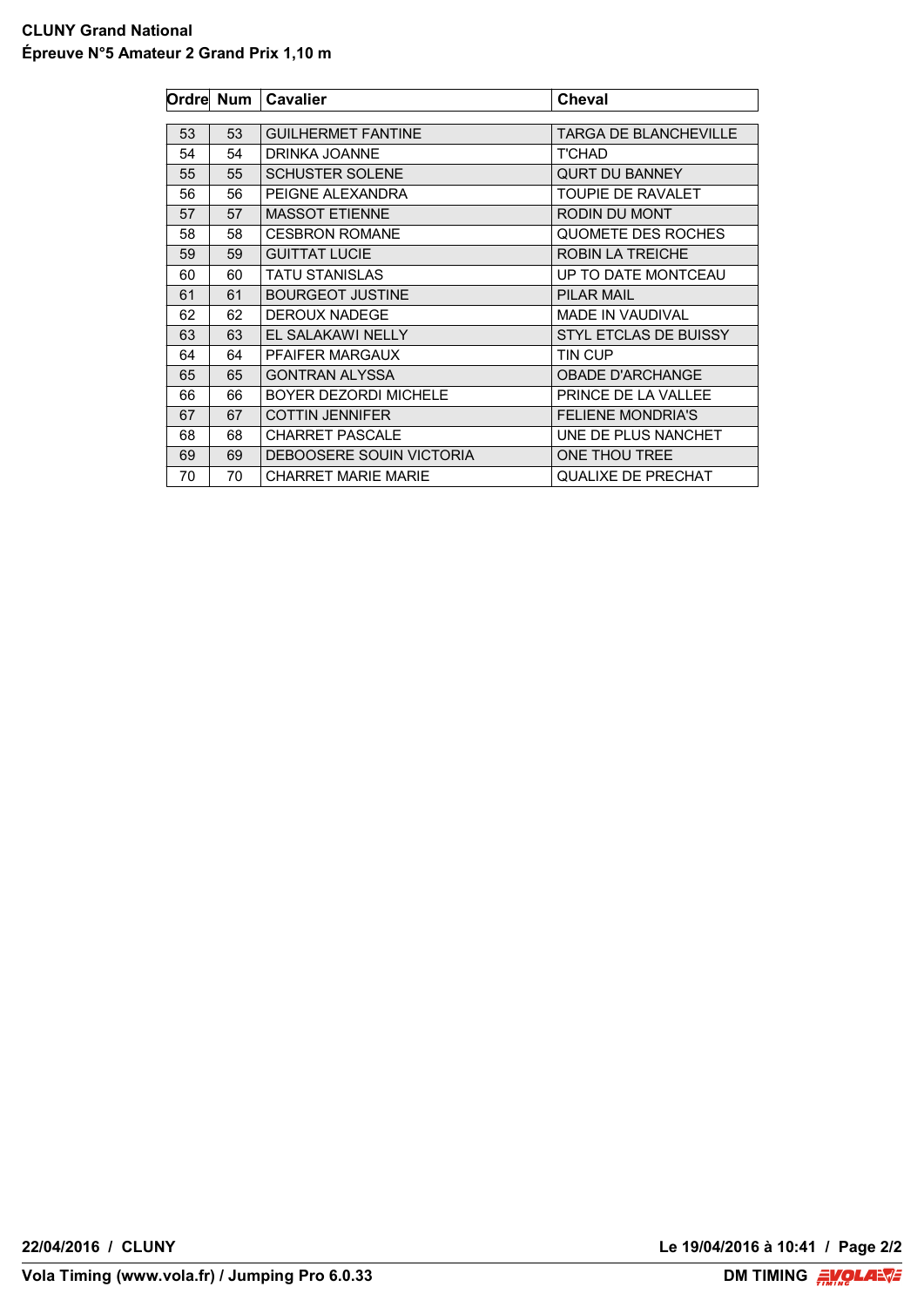**CLUNY Grand National**

**Épreuve N°5 Amateur 2 Grand Prix 1,10 m**

| Ordre | Num | Cavalier | Cheval |
|---|---|---|---|
| 53 | 53 | GUILHERMET FANTINE | TARGA DE BLANCHEVILLE |
| 54 | 54 | DRINKA JOANNE | T'CHAD |
| 55 | 55 | SCHUSTER SOLENE | QURT DU BANNEY |
| 56 | 56 | PEIGNE ALEXANDRA | TOUPIE DE RAVALET |
| 57 | 57 | MASSOT ETIENNE | RODIN DU MONT |
| 58 | 58 | CESBRON ROMANE | QUOMETE DES ROCHES |
| 59 | 59 | GUITTAT LUCIE | ROBIN LA TREICHE |
| 60 | 60 | TATU STANISLAS | UP TO DATE MONTCEAU |
| 61 | 61 | BOURGEOT JUSTINE | PILAR MAIL |
| 62 | 62 | DEROUX NADEGE | MADE IN VAUDIVAL |
| 63 | 63 | EL SALAKAWI NELLY | STYL ETCLAS DE BUISSY |
| 64 | 64 | PFAIFER MARGAUX | TIN CUP |
| 65 | 65 | GONTRAN ALYSSA | OBADE D'ARCHANGE |
| 66 | 66 | BOYER DEZORDI MICHELE | PRINCE DE LA VALLEE |
| 67 | 67 | COTTIN JENNIFER | FELIENE MONDRIA'S |
| 68 | 68 | CHARRET PASCALE | UNE DE PLUS NANCHET |
| 69 | 69 | DEBOOSERE SOUIN VICTORIA | ONE THOU TREE |
| 70 | 70 | CHARRET MARIE MARIE | QUALIXE DE PRECHAT |